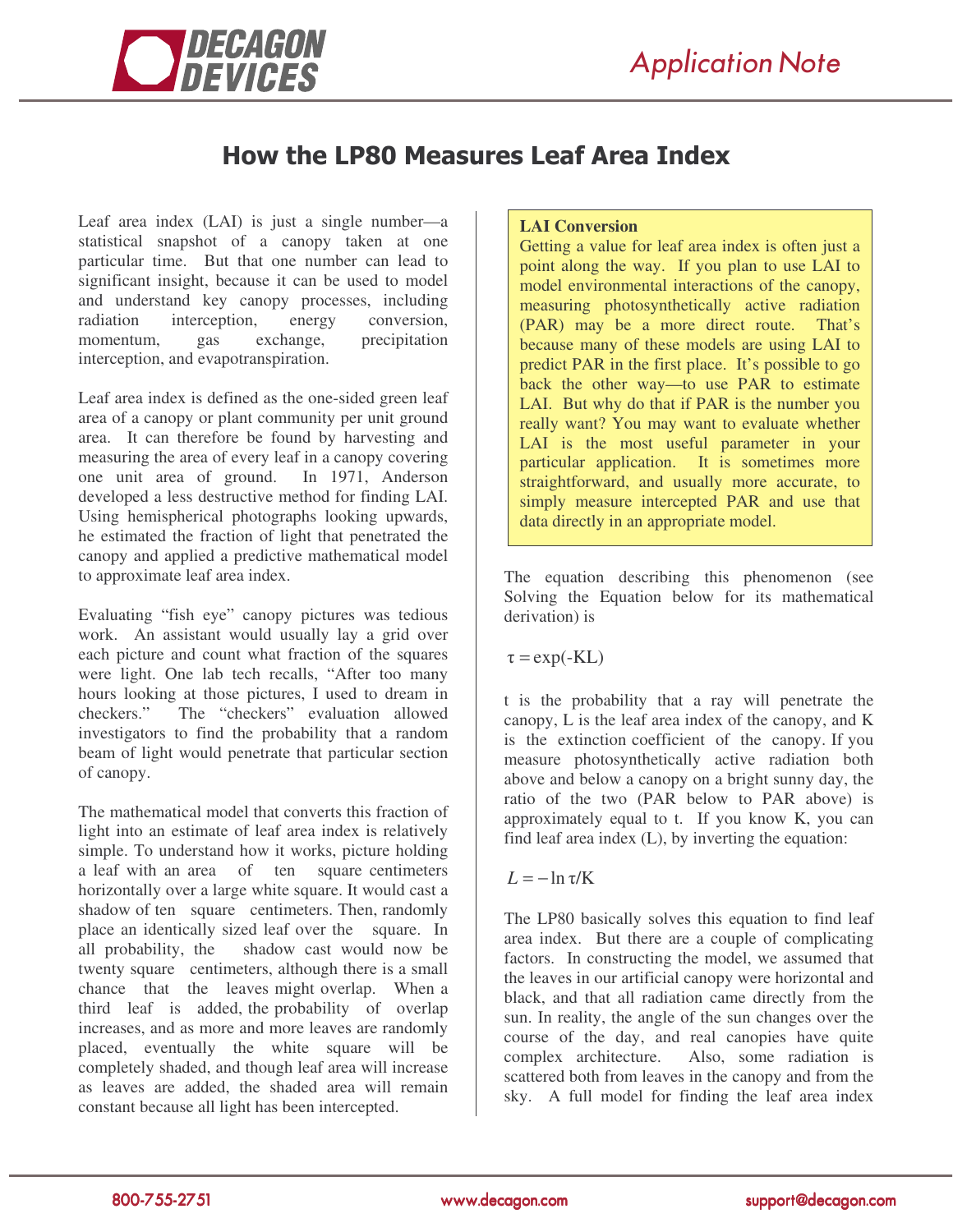# How the LP80 Measures Leaf Area Index

Leaf area index (LAI) is just a single number—a statistical snapshot of a canopy taken at one particular time. But that one number can lead to significant insight, because it can be used to model and understand key canopy processes, including radiation interception, energy conversion, momentum, gas exchange, precipitation interception, and evapotranspiration.

Leaf area index is defined as the one-sided green leaf area of a canopy or plant community per unit ground area. It can therefore be found by harvesting and measuring the area of every leaf in a canopy covering one unit area of ground. In 1971, Anderson developed a less destructive method for finding LAI. Using hemispherical photographs looking upwards, he estimated the fraction of light that penetrated the canopy and applied a predictive mathematical model to approximate leaf area index.

Evaluating "fish eye" canopy pictures was tedious work. An assistant would usually lay a grid over each picture and count what fraction of the squares were light. One lab tech recalls, "After too many hours looking at those pictures, I used to dream in checkers." The "checkers" evaluation allowed investigators to find the probability that a random beam of light would penetrate that particular section of canopy.

The mathematical model that converts this fraction of light into an estimate of leaf area index is relatively simple. To understand how it works, picture holding a leaf with an area of ten square centimeters horizontally over a large white square. It would cast a shadow of ten square centimeters. Then, randomly place an identically sized leaf over the square. In all probability, the shadow cast would now be twenty square centimeters, although there is a small chance that the leaves might overlap. When a third leaf is added, the probability of overlap increases, and as more and more leaves are randomly placed, eventually the white square will be completely shaded, and though leaf area will increase as leaves are added, the shaded area will remain constant because all light has been intercepted.

> **LAI Conversion**
>
> Getting a value for leaf area index is often just a point along the way. If you plan to use LAI to model environmental interactions of the canopy, measuring photosynthetically active radiation (PAR) may be a more direct route. That's because many of these models are using LAI to predict PAR in the first place. It's possible to go back the other way—to use PAR to estimate LAI. But why do that if PAR is the number you really want? You may want to evaluate whether LAI is the most useful parameter in your particular application. It is sometimes more straightforward, and usually more accurate, to simply measure intercepted PAR and use that data directly in an appropriate model.

The equation describing this phenomenon (see Solving the Equation below for its mathematical derivation) is

$$\tau = \exp(-KL)$$

t is the probability that a ray will penetrate the canopy, L is the leaf area index of the canopy, and K is the extinction coefficient of the canopy. If you measure photosynthetically active radiation both above and below a canopy on a bright sunny day, the ratio of the two (PAR below to PAR above) is approximately equal to t. If you know K, you can find leaf area index (L), by inverting the equation:

$$L = -\ln \tau / K$$

The LP80 basically solves this equation to find leaf area index. But there are a couple of complicating factors. In constructing the model, we assumed that the leaves in our artificial canopy were horizontal and black, and that all radiation came directly from the sun. In reality, the angle of the sun changes over the course of the day, and real canopies have quite complex architecture. Also, some radiation is scattered both from leaves in the canopy and from the sky. A full model for finding the leaf area index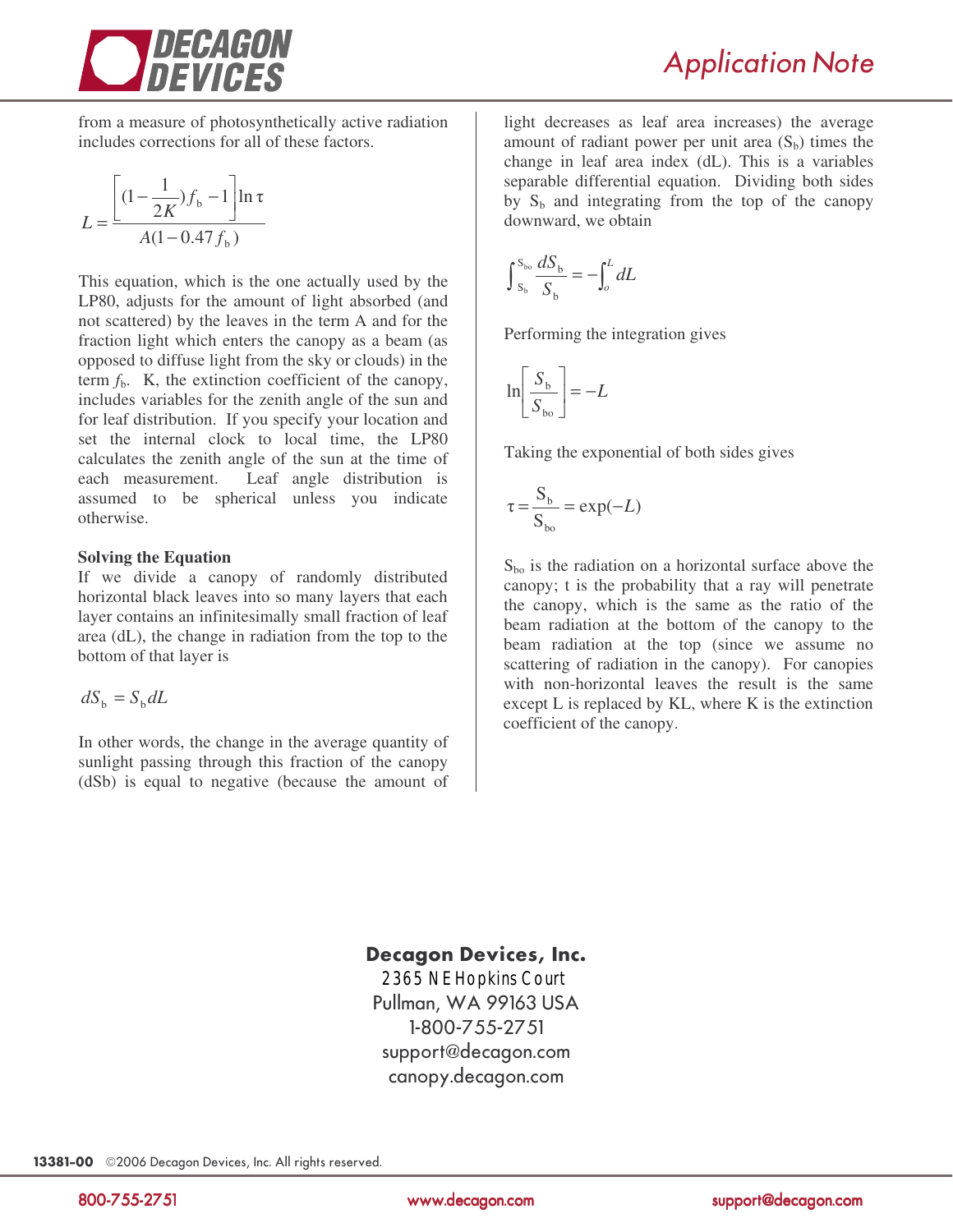from a measure of photosynthetically active radiation includes corrections for all of these factors.

$$L = \frac{\left[(1 - \frac{1}{2K}) f_b - 1\right] \ln \tau}{A(1 - 0.47 f_b)}$$

This equation, which is the one actually used by the LP80, adjusts for the amount of light absorbed (and not scattered) by the leaves in the term A and for the fraction light which enters the canopy as a beam (as opposed to diffuse light from the sky or clouds) in the term $f_b$. K, the extinction coefficient of the canopy, includes variables for the zenith angle of the sun and for leaf distribution. If you specify your location and set the internal clock to local time, the LP80 calculates the zenith angle of the sun at the time of each measurement. Leaf angle distribution is assumed to be spherical unless you indicate otherwise.

**Solving the Equation**

If we divide a canopy of randomly distributed horizontal black leaves into so many layers that each layer contains an infinitesimally small fraction of leaf area (dL), the change in radiation from the top to the bottom of that layer is

$$dS_b = S_b dL$$

In other words, the change in the average quantity of sunlight passing through this fraction of the canopy (dSb) is equal to negative (because the amount of light decreases as leaf area increases) the average amount of radiant power per unit area ($S_b$) times the change in leaf area index (dL). This is a variables separable differential equation. Dividing both sides by $S_b$ and integrating from the top of the canopy downward, we obtain

$$\int_{S_b}^{S_{bo}} \frac{dS_b}{S_b} = -\int_o^L dL$$

Performing the integration gives

$$\ln\left[\frac{S_b}{S_{bo}}\right] = -L$$

Taking the exponential of both sides gives

$$\tau = \frac{S_b}{S_{bo}} = \exp(-L)$$

$S_{bo}$ is the radiation on a horizontal surface above the canopy; t is the probability that a ray will penetrate the canopy, which is the same as the ratio of the beam radiation at the bottom of the canopy to the beam radiation at the top (since we assume no scattering of radiation in the canopy). For canopies with non-horizontal leaves the result is the same except L is replaced by KL, where K is the extinction coefficient of the canopy.

**Decagon Devices, Inc.**
2365 NE Hopkins Court
Pullman, WA 99163 USA
1-800-755-2751
support@decagon.com
canopy.decagon.com

13381-00 ©2006 Decagon Devices, Inc. All rights reserved.